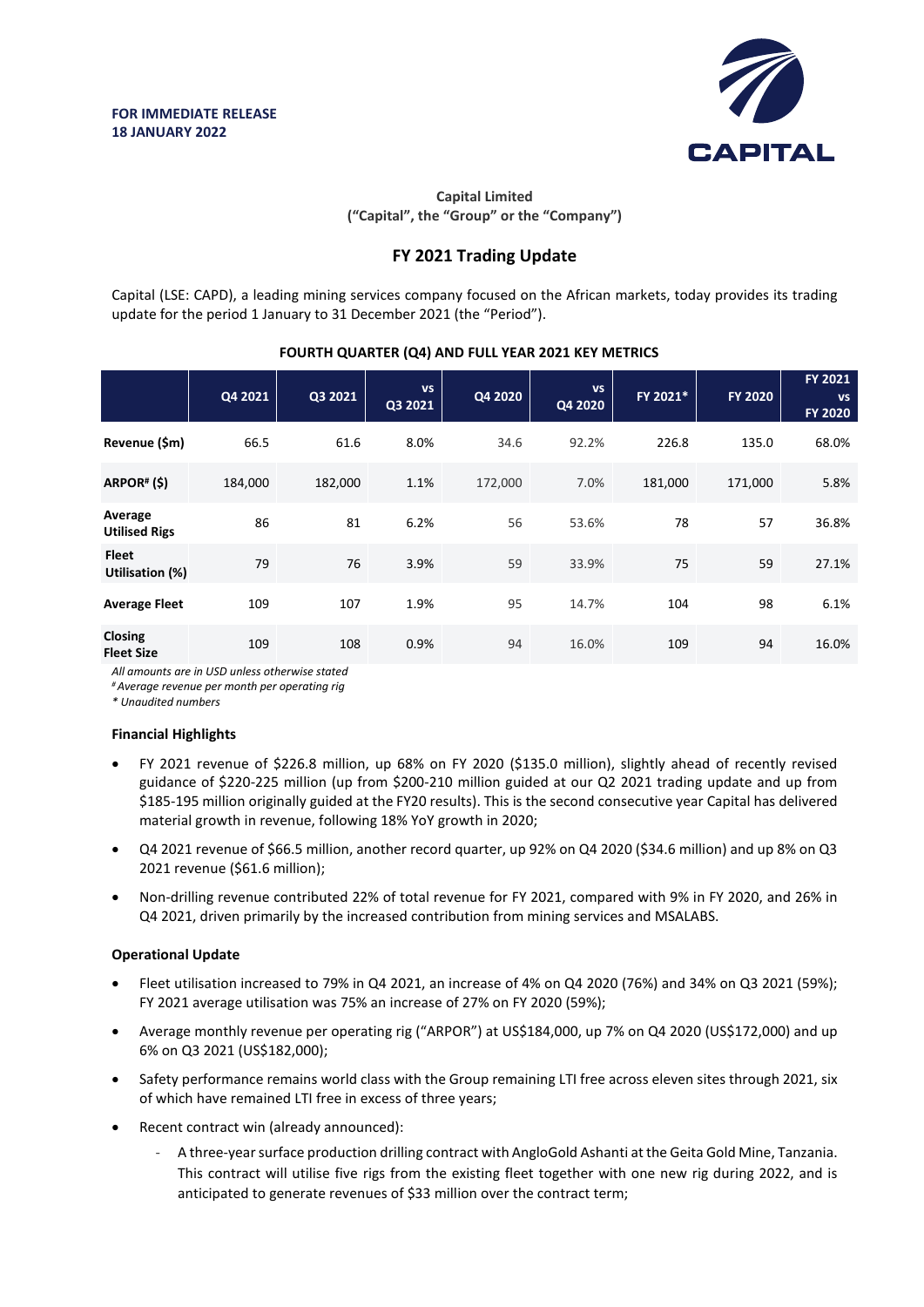**FOR IMMEDIATE RELEASE**
**18 JANUARY 2022**

**Capital Limited**
**("Capital", the "Group" or the "Company")**

## FY 2021 Trading Update

Capital (LSE: CAPD), a leading mining services company focused on the African markets, today provides its trading update for the period 1 January to 31 December 2021 (the "Period").

**FOURTH QUARTER (Q4) AND FULL YEAR 2021 KEY METRICS**

| | Q4 2021 | Q3 2021 | vs Q3 2021 | Q4 2020 | vs Q4 2020 | FY 2021* | FY 2020 | FY 2021 vs FY 2020 |
|---|---|---|---|---|---|---|---|---|
| **Revenue ($m)** | 66.5 | 61.6 | 8.0% | 34.6 | 92.2% | 226.8 | 135.0 | 68.0% |
| **ARPOR# ($)** | 184,000 | 182,000 | 1.1% | 172,000 | 7.0% | 181,000 | 171,000 | 5.8% |
| **Average Utilised Rigs** | 86 | 81 | 6.2% | 56 | 53.6% | 78 | 57 | 36.8% |
| **Fleet Utilisation (%)** | 79 | 76 | 3.9% | 59 | 33.9% | 75 | 59 | 27.1% |
| **Average Fleet** | 109 | 107 | 1.9% | 95 | 14.7% | 104 | 98 | 6.1% |
| **Closing Fleet Size** | 109 | 108 | 0.9% | 94 | 16.0% | 109 | 94 | 16.0% |

*All amounts are in USD unless otherwise stated*
*# Average revenue per month per operating rig*
*\* Unaudited numbers*

**Financial Highlights**

- FY 2021 revenue of $226.8 million, up 68% on FY 2020 ($135.0 million), slightly ahead of recently revised guidance of $220-225 million (up from $200-210 million guided at our Q2 2021 trading update and up from $185-195 million originally guided at the FY20 results). This is the second consecutive year Capital has delivered material growth in revenue, following 18% YoY growth in 2020;
- Q4 2021 revenue of $66.5 million, another record quarter, up 92% on Q4 2020 ($34.6 million) and up 8% on Q3 2021 revenue ($61.6 million);
- Non-drilling revenue contributed 22% of total revenue for FY 2021, compared with 9% in FY 2020, and 26% in Q4 2021, driven primarily by the increased contribution from mining services and MSALABS.

**Operational Update**

- Fleet utilisation increased to 79% in Q4 2021, an increase of 4% on Q4 2020 (76%) and 34% on Q3 2021 (59%); FY 2021 average utilisation was 75% an increase of 27% on FY 2020 (59%);
- Average monthly revenue per operating rig ("ARPOR") at US$184,000, up 7% on Q4 2020 (US$172,000) and up 6% on Q3 2021 (US$182,000);
- Safety performance remains world class with the Group remaining LTI free across eleven sites through 2021, six of which have remained LTI free in excess of three years;
- Recent contract win (already announced):
  - A three-year surface production drilling contract with AngloGold Ashanti at the Geita Gold Mine, Tanzania. This contract will utilise five rigs from the existing fleet together with one new rig during 2022, and is anticipated to generate revenues of $33 million over the contract term;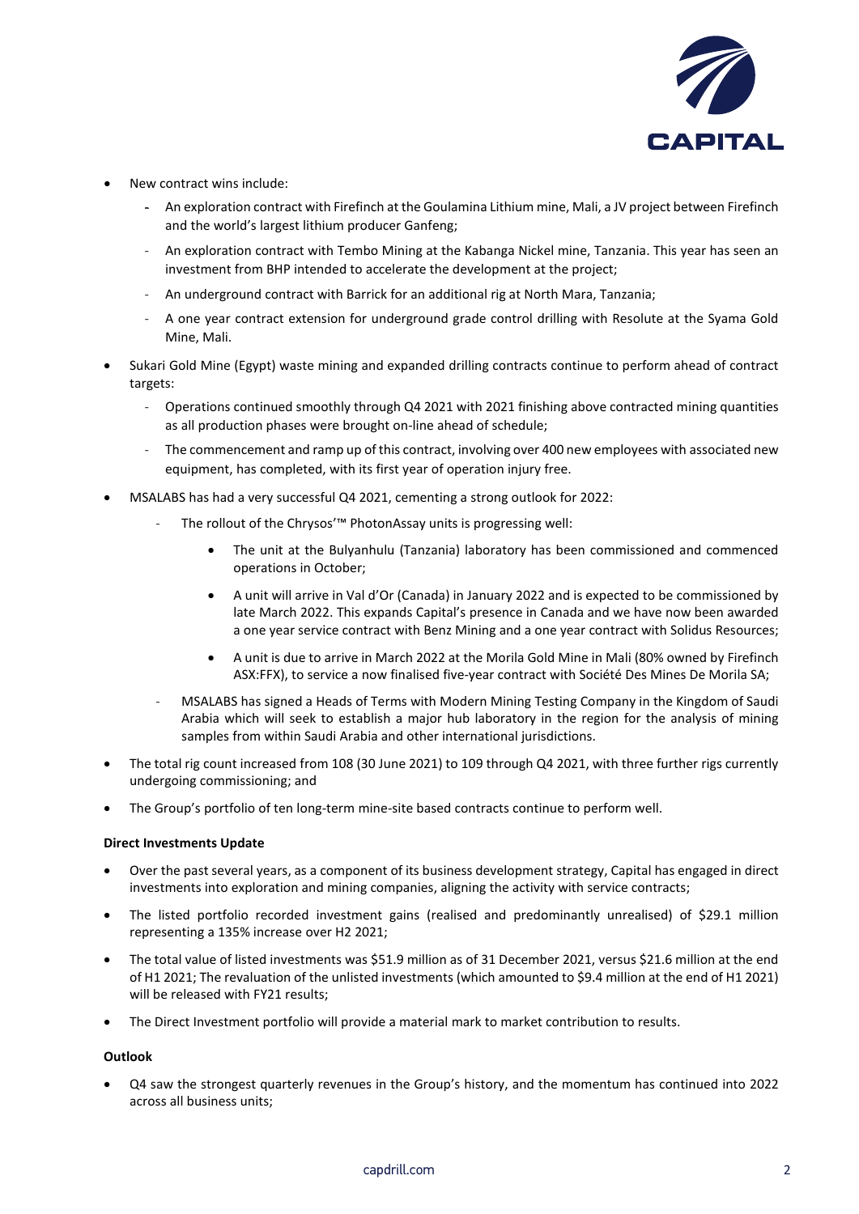- New contract wins include:
  - An exploration contract with Firefinch at the Goulamina Lithium mine, Mali, a JV project between Firefinch and the world's largest lithium producer Ganfeng;
  - An exploration contract with Tembo Mining at the Kabanga Nickel mine, Tanzania. This year has seen an investment from BHP intended to accelerate the development at the project;
  - An underground contract with Barrick for an additional rig at North Mara, Tanzania;
  - A one year contract extension for underground grade control drilling with Resolute at the Syama Gold Mine, Mali.
- Sukari Gold Mine (Egypt) waste mining and expanded drilling contracts continue to perform ahead of contract targets:
  - Operations continued smoothly through Q4 2021 with 2021 finishing above contracted mining quantities as all production phases were brought on-line ahead of schedule;
  - The commencement and ramp up of this contract, involving over 400 new employees with associated new equipment, has completed, with its first year of operation injury free.
- MSALABS has had a very successful Q4 2021, cementing a strong outlook for 2022:
  - The rollout of the Chrysos'™ PhotonAssay units is progressing well:
    - The unit at the Bulyanhulu (Tanzania) laboratory has been commissioned and commenced operations in October;
    - A unit will arrive in Val d'Or (Canada) in January 2022 and is expected to be commissioned by late March 2022. This expands Capital's presence in Canada and we have now been awarded a one year service contract with Benz Mining and a one year contract with Solidus Resources;
    - A unit is due to arrive in March 2022 at the Morila Gold Mine in Mali (80% owned by Firefinch ASX:FFX), to service a now finalised five-year contract with Société Des Mines De Morila SA;
  - MSALABS has signed a Heads of Terms with Modern Mining Testing Company in the Kingdom of Saudi Arabia which will seek to establish a major hub laboratory in the region for the analysis of mining samples from within Saudi Arabia and other international jurisdictions.
- The total rig count increased from 108 (30 June 2021) to 109 through Q4 2021, with three further rigs currently undergoing commissioning; and
- The Group's portfolio of ten long-term mine-site based contracts continue to perform well.

**Direct Investments Update**

- Over the past several years, as a component of its business development strategy, Capital has engaged in direct investments into exploration and mining companies, aligning the activity with service contracts;
- The listed portfolio recorded investment gains (realised and predominantly unrealised) of $29.1 million representing a 135% increase over H2 2021;
- The total value of listed investments was $51.9 million as of 31 December 2021, versus $21.6 million at the end of H1 2021; The revaluation of the unlisted investments (which amounted to $9.4 million at the end of H1 2021) will be released with FY21 results;
- The Direct Investment portfolio will provide a material mark to market contribution to results.

**Outlook**

- Q4 saw the strongest quarterly revenues in the Group's history, and the momentum has continued into 2022 across all business units;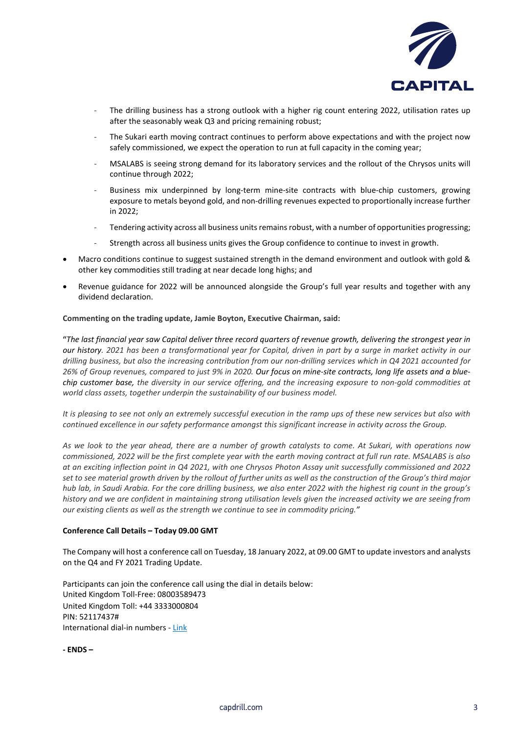- The drilling business has a strong outlook with a higher rig count entering 2022, utilisation rates up after the seasonably weak Q3 and pricing remaining robust;
  - The Sukari earth moving contract continues to perform above expectations and with the project now safely commissioned, we expect the operation to run at full capacity in the coming year;
  - MSALABS is seeing strong demand for its laboratory services and the rollout of the Chrysos units will continue through 2022;
  - Business mix underpinned by long-term mine-site contracts with blue-chip customers, growing exposure to metals beyond gold, and non-drilling revenues expected to proportionally increase further in 2022;
  - Tendering activity across all business units remains robust, with a number of opportunities progressing;
  - Strength across all business units gives the Group confidence to continue to invest in growth.
- Macro conditions continue to suggest sustained strength in the demand environment and outlook with gold & other key commodities still trading at near decade long highs; and
- Revenue guidance for 2022 will be announced alongside the Group's full year results and together with any dividend declaration.

**Commenting on the trading update, Jamie Boyton, Executive Chairman, said:**

"*The last financial year saw Capital deliver three record quarters of revenue growth, delivering the strongest year in our history. 2021 has been a transformational year for Capital, driven in part by a surge in market activity in our drilling business, but also the increasing contribution from our non-drilling services which in Q4 2021 accounted for 26% of Group revenues, compared to just 9% in 2020.* ***Our focus on mine-site contracts, long life assets and a blue-chip customer base,*** *the diversity in our service offering, and the increasing exposure to non-gold commodities at world class assets, together underpin the sustainability of our business model.*

*It is pleasing to see not only an extremely successful execution in the ramp ups of these new services but also with continued excellence in our safety performance amongst this significant increase in activity across the Group.*

*As we look to the year ahead, there are a number of growth catalysts to come. At Sukari, with operations now commissioned, 2022 will be the first complete year with the earth moving contract at full run rate. MSALABS is also at an exciting inflection point in Q4 2021, with one Chrysos Photon Assay unit successfully commissioned and 2022 set to see material growth driven by the rollout of further units as well as the construction of the Group's third major hub lab, in Saudi Arabia. For the core drilling business, we also enter 2022 with the highest rig count in the group's history and we are confident in maintaining strong utilisation levels given the increased activity we are seeing from our existing clients as well as the strength we continue to see in commodity pricing."*

**Conference Call Details – Today 09.00 GMT**

The Company will host a conference call on Tuesday, 18 January 2022, at 09.00 GMT to update investors and analysts on the Q4 and FY 2021 Trading Update.

Participants can join the conference call using the dial in details below:
United Kingdom Toll-Free: 08003589473
United Kingdom Toll: +44 3333000804
PIN: 52117437#
International dial-in numbers - Link

**- ENDS –**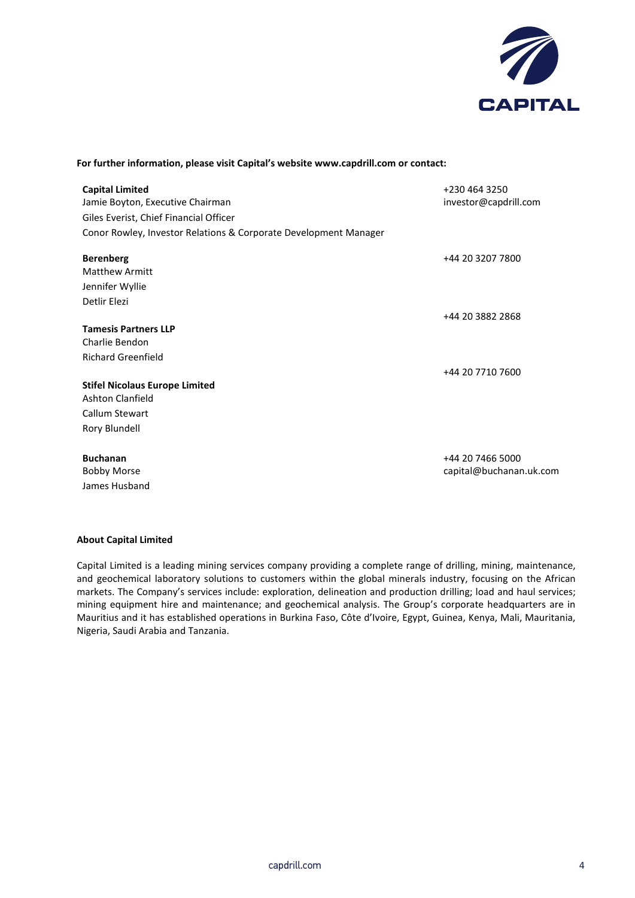**For further information, please visit Capital's website www.capdrill.com or contact:**

| | |
|---|---|
| **Capital Limited** | +230 464 3250 |
| Jamie Boyton, Executive Chairman | investor@capdrill.com |
| Giles Everist, Chief Financial Officer | |
| Conor Rowley, Investor Relations & Corporate Development Manager | |
| | |
| **Berenberg** | +44 20 3207 7800 |
| Matthew Armitt | |
| Jennifer Wyllie | |
| Detlir Elezi | |
| | |
| **Tamesis Partners LLP** | +44 20 3882 2868 |
| Charlie Bendon | |
| Richard Greenfield | |
| | |
| **Stifel Nicolaus Europe Limited** | +44 20 7710 7600 |
| Ashton Clanfield | |
| Callum Stewart | |
| Rory Blundell | |
| | |
| **Buchanan** | +44 20 7466 5000 |
| Bobby Morse | capital@buchanan.uk.com |
| James Husband | |

**About Capital Limited**

Capital Limited is a leading mining services company providing a complete range of drilling, mining, maintenance, and geochemical laboratory solutions to customers within the global minerals industry, focusing on the African markets. The Company's services include: exploration, delineation and production drilling; load and haul services; mining equipment hire and maintenance; and geochemical analysis. The Group's corporate headquarters are in Mauritius and it has established operations in Burkina Faso, Côte d'Ivoire, Egypt, Guinea, Kenya, Mali, Mauritania, Nigeria, Saudi Arabia and Tanzania.